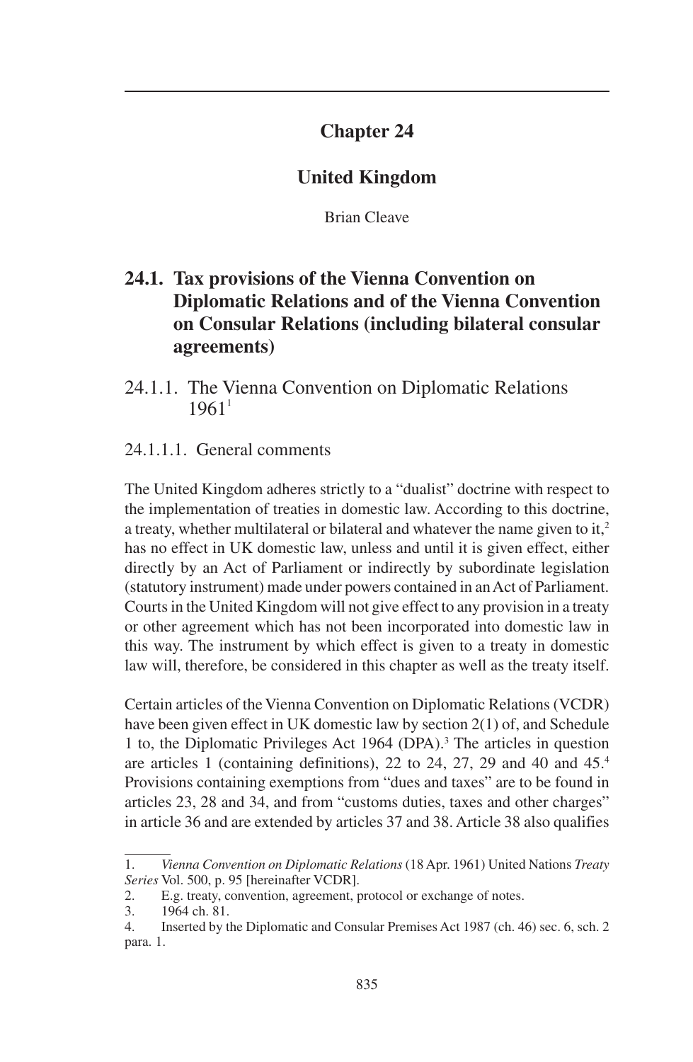# Chapter 24

# United Kingdom

Brian Cleave

## 24.1. Tax provisions of the Vienna Convention on Diplomatic Relations and of the Vienna Convention on Consular Relations (including bilateral consular agreements)

### 24.1.1. The Vienna Convention on Diplomatic Relations 1961[1]

#### 24.1.1.1. General comments

The United Kingdom adheres strictly to a "dualist" doctrine with respect to the implementation of treaties in domestic law. According to this doctrine, a treaty, whether multilateral or bilateral and whatever the name given to it,[2] has no effect in UK domestic law, unless and until it is given effect, either directly by an Act of Parliament or indirectly by subordinate legislation (statutory instrument) made under powers contained in an Act of Parliament. Courts in the United Kingdom will not give effect to any provision in a treaty or other agreement which has not been incorporated into domestic law in this way. The instrument by which effect is given to a treaty in domestic law will, therefore, be considered in this chapter as well as the treaty itself.

Certain articles of the Vienna Convention on Diplomatic Relations (VCDR) have been given effect in UK domestic law by section 2(1) of, and Schedule 1 to, the Diplomatic Privileges Act 1964 (DPA).[3] The articles in question are articles 1 (containing definitions), 22 to 24, 27, 29 and 40 and 45.[4] Provisions containing exemptions from "dues and taxes" are to be found in articles 23, 28 and 34, and from "customs duties, taxes and other charges" in article 36 and are extended by articles 37 and 38. Article 38 also qualifies

---

1. *Vienna Convention on Diplomatic Relations* (18 Apr. 1961) United Nations *Treaty Series* Vol. 500, p. 95 [hereinafter VCDR].
2. E.g. treaty, convention, agreement, protocol or exchange of notes.
3. 1964 ch. 81.
4. Inserted by the Diplomatic and Consular Premises Act 1987 (ch. 46) sec. 6, sch. 2 para. 1.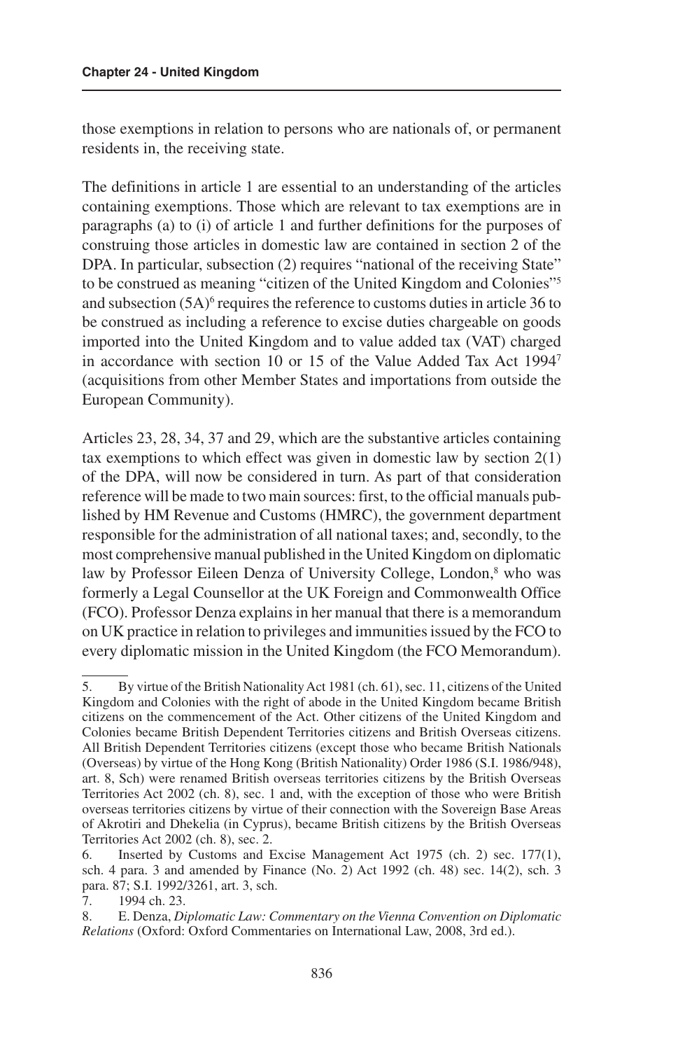those exemptions in relation to persons who are nationals of, or permanent residents in, the receiving state.

The definitions in article 1 are essential to an understanding of the articles containing exemptions. Those which are relevant to tax exemptions are in paragraphs (a) to (i) of article 1 and further definitions for the purposes of construing those articles in domestic law are contained in section 2 of the DPA. In particular, subsection (2) requires "national of the receiving State" to be construed as meaning "citizen of the United Kingdom and Colonies"[5] and subsection (5A)[6] requires the reference to customs duties in article 36 to be construed as including a reference to excise duties chargeable on goods imported into the United Kingdom and to value added tax (VAT) charged in accordance with section 10 or 15 of the Value Added Tax Act 1994[7] (acquisitions from other Member States and importations from outside the European Community).

Articles 23, 28, 34, 37 and 29, which are the substantive articles containing tax exemptions to which effect was given in domestic law by section 2(1) of the DPA, will now be considered in turn. As part of that consideration reference will be made to two main sources: first, to the official manuals published by HM Revenue and Customs (HMRC), the government department responsible for the administration of all national taxes; and, secondly, to the most comprehensive manual published in the United Kingdom on diplomatic law by Professor Eileen Denza of University College, London,[8] who was formerly a Legal Counsellor at the UK Foreign and Commonwealth Office (FCO). Professor Denza explains in her manual that there is a memorandum on UK practice in relation to privileges and immunities issued by the FCO to every diplomatic mission in the United Kingdom (the FCO Memorandum).

---

5. By virtue of the British Nationality Act 1981 (ch. 61), sec. 11, citizens of the United Kingdom and Colonies with the right of abode in the United Kingdom became British citizens on the commencement of the Act. Other citizens of the United Kingdom and Colonies became British Dependent Territories citizens and British Overseas citizens. All British Dependent Territories citizens (except those who became British Nationals (Overseas) by virtue of the Hong Kong (British Nationality) Order 1986 (S.I. 1986/948), art. 8, Sch) were renamed British overseas territories citizens by the British Overseas Territories Act 2002 (ch. 8), sec. 1 and, with the exception of those who were British overseas territories citizens by virtue of their connection with the Sovereign Base Areas of Akrotiri and Dhekelia (in Cyprus), became British citizens by the British Overseas Territories Act 2002 (ch. 8), sec. 2.

6. Inserted by Customs and Excise Management Act 1975 (ch. 2) sec. 177(1), sch. 4 para. 3 and amended by Finance (No. 2) Act 1992 (ch. 48) sec. 14(2), sch. 3 para. 87; S.I. 1992/3261, art. 3, sch.

7. 1994 ch. 23.

8. E. Denza, *Diplomatic Law: Commentary on the Vienna Convention on Diplomatic Relations* (Oxford: Oxford Commentaries on International Law, 2008, 3rd ed.).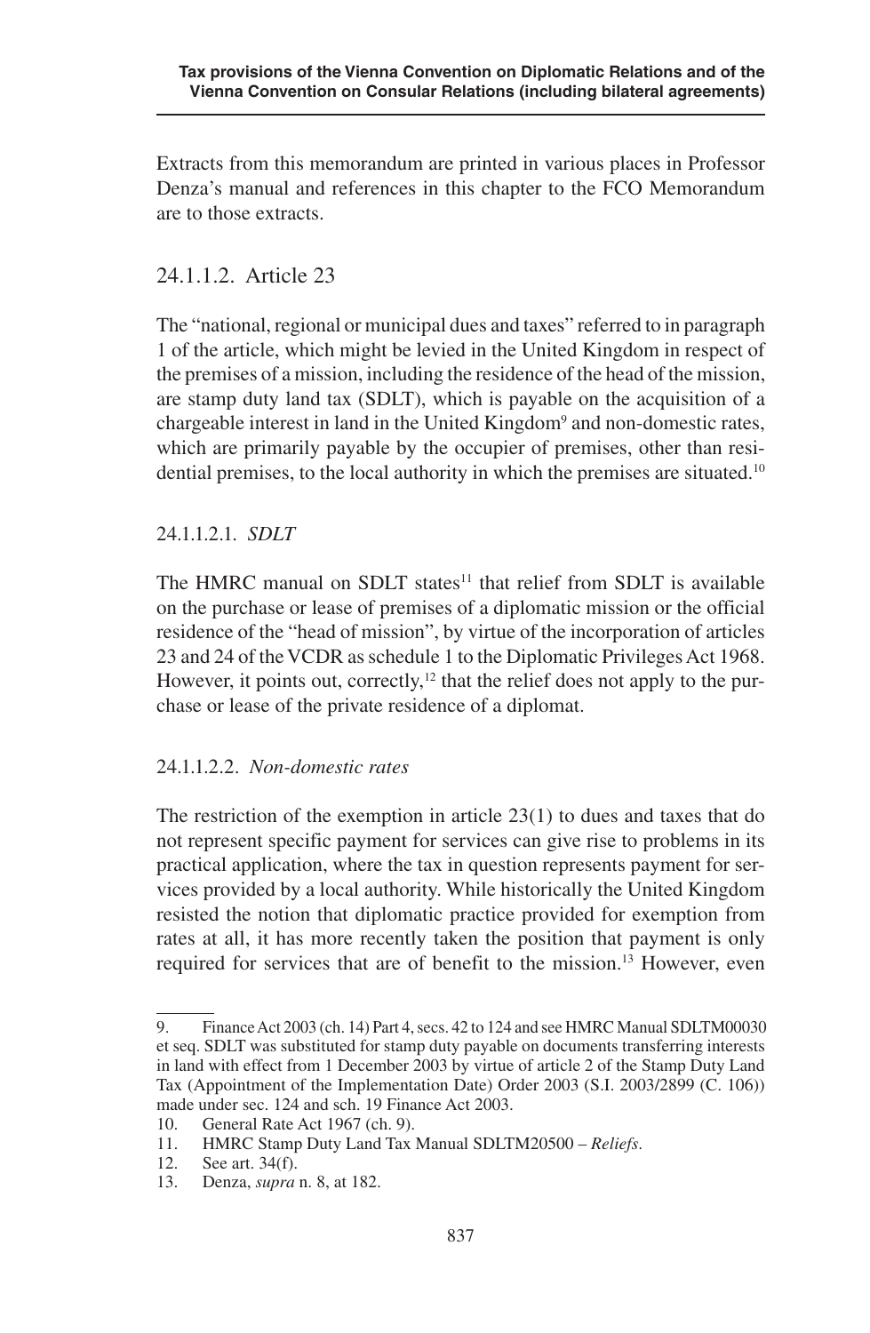Extracts from this memorandum are printed in various places in Professor Denza's manual and references in this chapter to the FCO Memorandum are to those extracts.

### 24.1.1.2. Article 23

The "national, regional or municipal dues and taxes" referred to in paragraph 1 of the article, which might be levied in the United Kingdom in respect of the premises of a mission, including the residence of the head of the mission, are stamp duty land tax (SDLT), which is payable on the acquisition of a chargeable interest in land in the United Kingdom[9] and non-domestic rates, which are primarily payable by the occupier of premises, other than residential premises, to the local authority in which the premises are situated.[10]

#### 24.1.1.2.1. *SDLT*

The HMRC manual on SDLT states[11] that relief from SDLT is available on the purchase or lease of premises of a diplomatic mission or the official residence of the "head of mission", by virtue of the incorporation of articles 23 and 24 of the VCDR as schedule 1 to the Diplomatic Privileges Act 1968. However, it points out, correctly,[12] that the relief does not apply to the purchase or lease of the private residence of a diplomat.

#### 24.1.1.2.2. *Non-domestic rates*

The restriction of the exemption in article 23(1) to dues and taxes that do not represent specific payment for services can give rise to problems in its practical application, where the tax in question represents payment for services provided by a local authority. While historically the United Kingdom resisted the notion that diplomatic practice provided for exemption from rates at all, it has more recently taken the position that payment is only required for services that are of benefit to the mission.[13] However, even

---

9. Finance Act 2003 (ch. 14) Part 4, secs. 42 to 124 and see HMRC Manual SDLTM00030 et seq. SDLT was substituted for stamp duty payable on documents transferring interests in land with effect from 1 December 2003 by virtue of article 2 of the Stamp Duty Land Tax (Appointment of the Implementation Date) Order 2003 (S.I. 2003/2899 (C. 106)) made under sec. 124 and sch. 19 Finance Act 2003.
10. General Rate Act 1967 (ch. 9).
11. HMRC Stamp Duty Land Tax Manual SDLTM20500 – *Reliefs*.
12. See art. 34(f).
13. Denza, *supra* n. 8, at 182.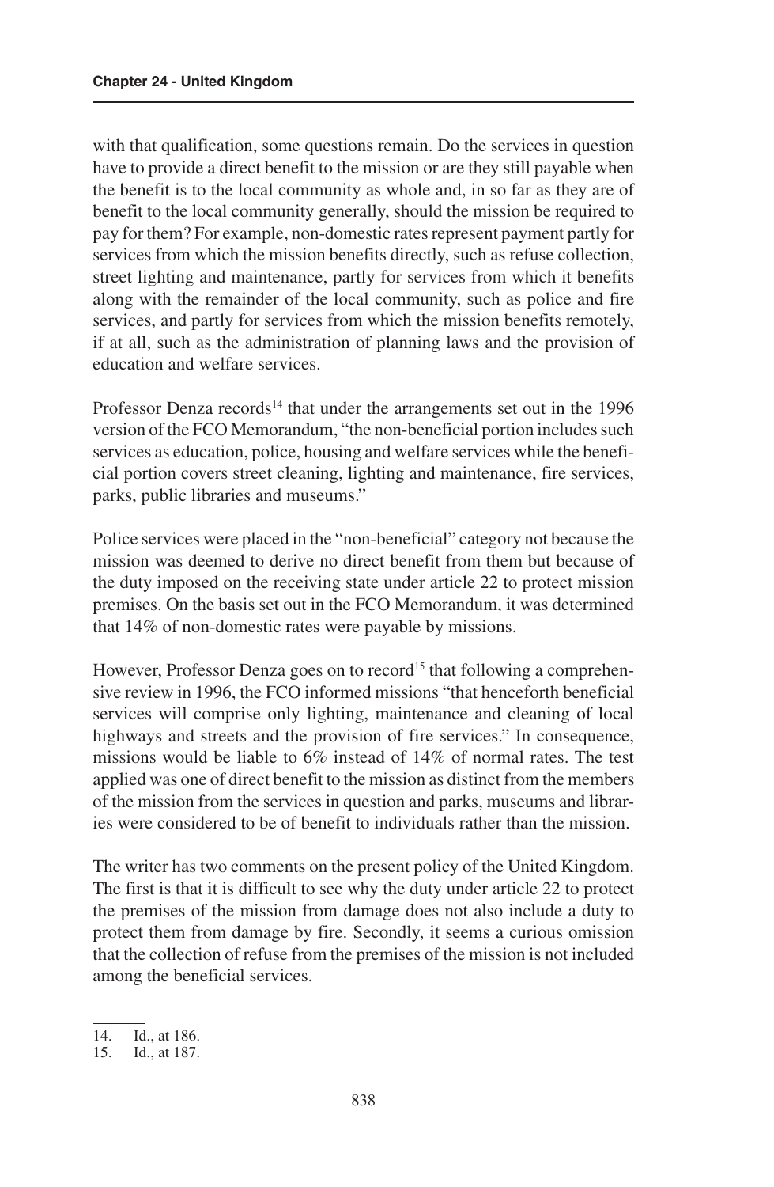with that qualification, some questions remain. Do the services in question have to provide a direct benefit to the mission or are they still payable when the benefit is to the local community as whole and, in so far as they are of benefit to the local community generally, should the mission be required to pay for them? For example, non-domestic rates represent payment partly for services from which the mission benefits directly, such as refuse collection, street lighting and maintenance, partly for services from which it benefits along with the remainder of the local community, such as police and fire services, and partly for services from which the mission benefits remotely, if at all, such as the administration of planning laws and the provision of education and welfare services.

Professor Denza records[14] that under the arrangements set out in the 1996 version of the FCO Memorandum, "the non-beneficial portion includes such services as education, police, housing and welfare services while the beneficial portion covers street cleaning, lighting and maintenance, fire services, parks, public libraries and museums."

Police services were placed in the "non-beneficial" category not because the mission was deemed to derive no direct benefit from them but because of the duty imposed on the receiving state under article 22 to protect mission premises. On the basis set out in the FCO Memorandum, it was determined that 14% of non-domestic rates were payable by missions.

However, Professor Denza goes on to record[15] that following a comprehensive review in 1996, the FCO informed missions "that henceforth beneficial services will comprise only lighting, maintenance and cleaning of local highways and streets and the provision of fire services." In consequence, missions would be liable to 6% instead of 14% of normal rates. The test applied was one of direct benefit to the mission as distinct from the members of the mission from the services in question and parks, museums and libraries were considered to be of benefit to individuals rather than the mission.

The writer has two comments on the present policy of the United Kingdom. The first is that it is difficult to see why the duty under article 22 to protect the premises of the mission from damage does not also include a duty to protect them from damage by fire. Secondly, it seems a curious omission that the collection of refuse from the premises of the mission is not included among the beneficial services.

---

14. Id., at 186.
15. Id., at 187.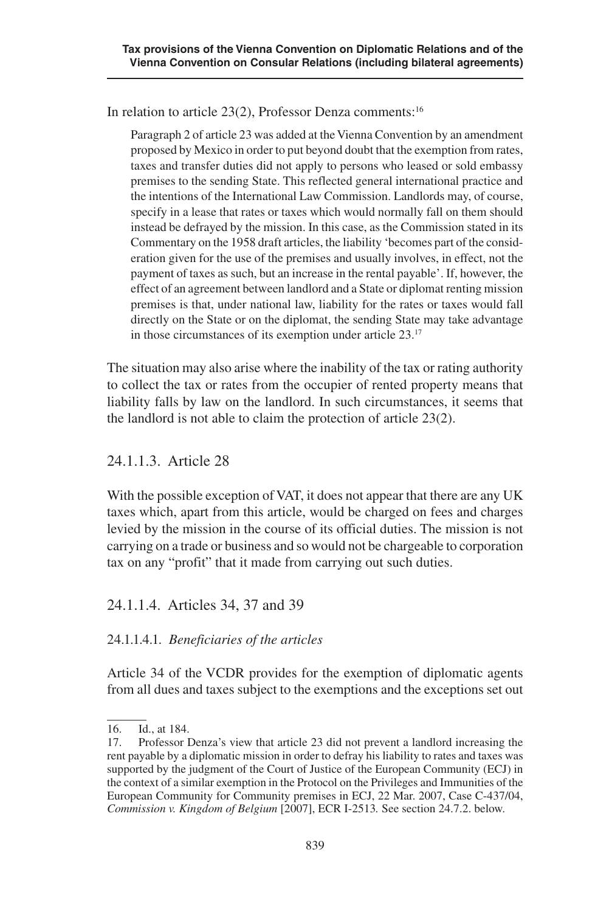In relation to article 23(2), Professor Denza comments:[16]

> Paragraph 2 of article 23 was added at the Vienna Convention by an amendment proposed by Mexico in order to put beyond doubt that the exemption from rates, taxes and transfer duties did not apply to persons who leased or sold embassy premises to the sending State. This reflected general international practice and the intentions of the International Law Commission. Landlords may, of course, specify in a lease that rates or taxes which would normally fall on them should instead be defrayed by the mission. In this case, as the Commission stated in its Commentary on the 1958 draft articles, the liability 'becomes part of the consideration given for the use of the premises and usually involves, in effect, not the payment of taxes as such, but an increase in the rental payable'. If, however, the effect of an agreement between landlord and a State or diplomat renting mission premises is that, under national law, liability for the rates or taxes would fall directly on the State or on the diplomat, the sending State may take advantage in those circumstances of its exemption under article 23.[17]

The situation may also arise where the inability of the tax or rating authority to collect the tax or rates from the occupier of rented property means that liability falls by law on the landlord. In such circumstances, it seems that the landlord is not able to claim the protection of article 23(2).

### 24.1.1.3. Article 28

With the possible exception of VAT, it does not appear that there are any UK taxes which, apart from this article, would be charged on fees and charges levied by the mission in the course of its official duties. The mission is not carrying on a trade or business and so would not be chargeable to corporation tax on any "profit" that it made from carrying out such duties.

### 24.1.1.4. Articles 34, 37 and 39

#### 24.1.1.4.1. *Beneficiaries of the articles*

Article 34 of the VCDR provides for the exemption of diplomatic agents from all dues and taxes subject to the exemptions and the exceptions set out

---

16. Id., at 184.

17. Professor Denza's view that article 23 did not prevent a landlord increasing the rent payable by a diplomatic mission in order to defray his liability to rates and taxes was supported by the judgment of the Court of Justice of the European Community (ECJ) in the context of a similar exemption in the Protocol on the Privileges and Immunities of the European Community for Community premises in ECJ, 22 Mar. 2007, Case C-437/04, *Commission v. Kingdom of Belgium* [2007], ECR I-2513. See section 24.7.2. below.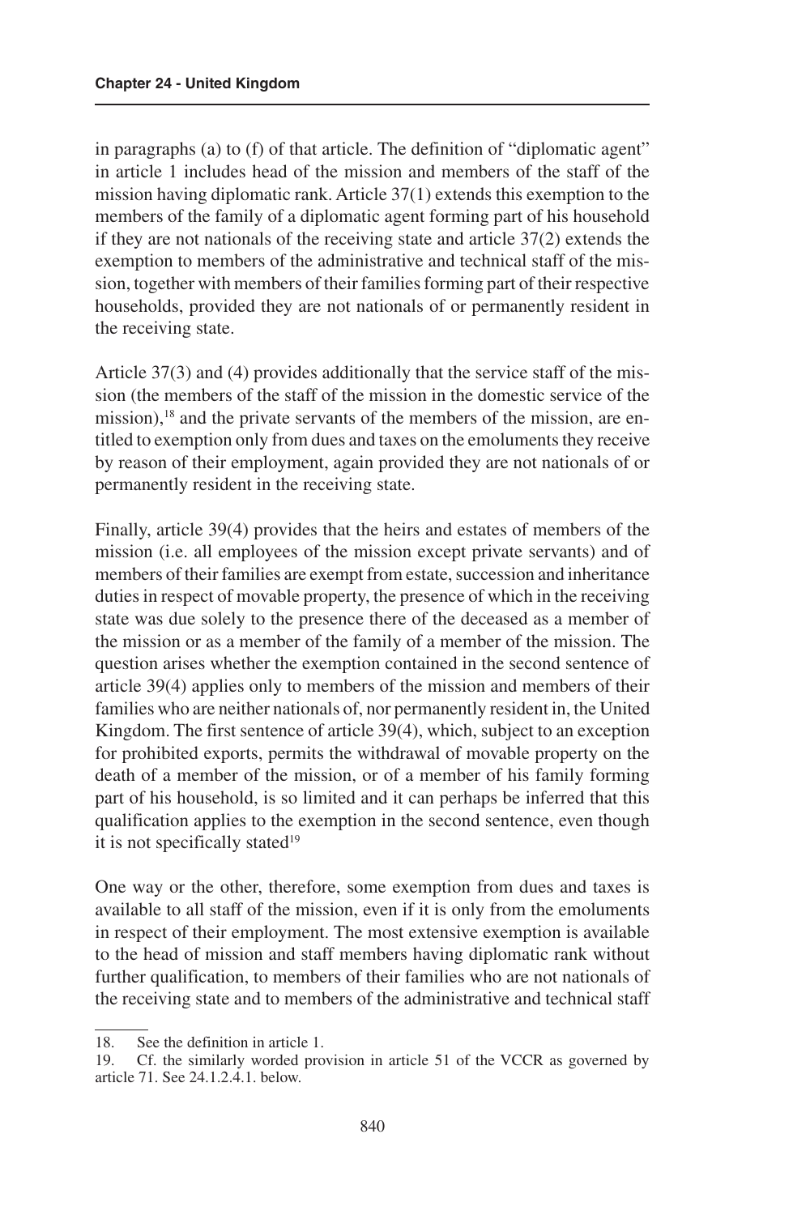in paragraphs (a) to (f) of that article. The definition of "diplomatic agent" in article 1 includes head of the mission and members of the staff of the mission having diplomatic rank. Article 37(1) extends this exemption to the members of the family of a diplomatic agent forming part of his household if they are not nationals of the receiving state and article 37(2) extends the exemption to members of the administrative and technical staff of the mission, together with members of their families forming part of their respective households, provided they are not nationals of or permanently resident in the receiving state.

Article 37(3) and (4) provides additionally that the service staff of the mission (the members of the staff of the mission in the domestic service of the mission),[18] and the private servants of the members of the mission, are entitled to exemption only from dues and taxes on the emoluments they receive by reason of their employment, again provided they are not nationals of or permanently resident in the receiving state.

Finally, article 39(4) provides that the heirs and estates of members of the mission (i.e. all employees of the mission except private servants) and of members of their families are exempt from estate, succession and inheritance duties in respect of movable property, the presence of which in the receiving state was due solely to the presence there of the deceased as a member of the mission or as a member of the family of a member of the mission. The question arises whether the exemption contained in the second sentence of article 39(4) applies only to members of the mission and members of their families who are neither nationals of, nor permanently resident in, the United Kingdom. The first sentence of article 39(4), which, subject to an exception for prohibited exports, permits the withdrawal of movable property on the death of a member of the mission, or of a member of his family forming part of his household, is so limited and it can perhaps be inferred that this qualification applies to the exemption in the second sentence, even though it is not specifically stated[19]

One way or the other, therefore, some exemption from dues and taxes is available to all staff of the mission, even if it is only from the emoluments in respect of their employment. The most extensive exemption is available to the head of mission and staff members having diplomatic rank without further qualification, to members of their families who are not nationals of the receiving state and to members of the administrative and technical staff

---

18. See the definition in article 1.

19. Cf. the similarly worded provision in article 51 of the VCCR as governed by article 71. See 24.1.2.4.1. below.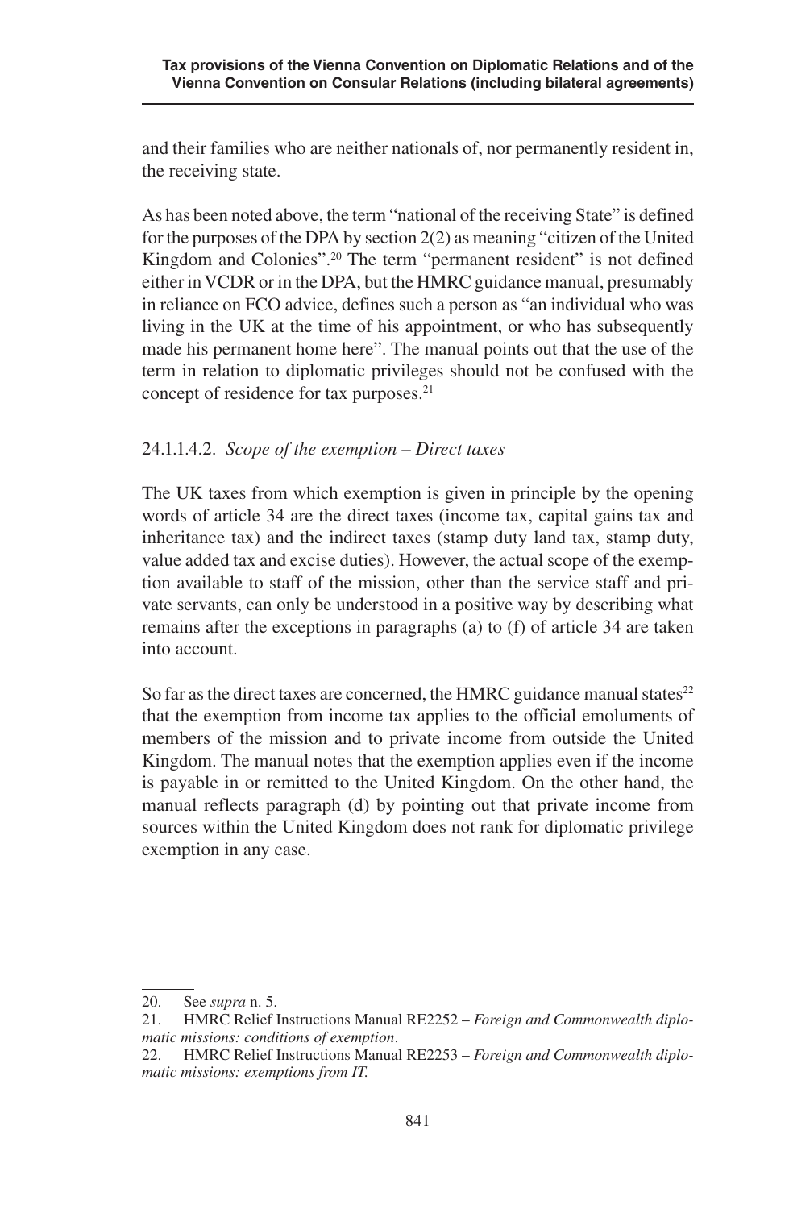and their families who are neither nationals of, nor permanently resident in, the receiving state.

As has been noted above, the term "national of the receiving State" is defined for the purposes of the DPA by section 2(2) as meaning "citizen of the United Kingdom and Colonies".[20] The term "permanent resident" is not defined either in VCDR or in the DPA, but the HMRC guidance manual, presumably in reliance on FCO advice, defines such a person as "an individual who was living in the UK at the time of his appointment, or who has subsequently made his permanent home here". The manual points out that the use of the term in relation to diplomatic privileges should not be confused with the concept of residence for tax purposes.[21]

#### 24.1.1.4.2. *Scope of the exemption – Direct taxes*

The UK taxes from which exemption is given in principle by the opening words of article 34 are the direct taxes (income tax, capital gains tax and inheritance tax) and the indirect taxes (stamp duty land tax, stamp duty, value added tax and excise duties). However, the actual scope of the exemption available to staff of the mission, other than the service staff and private servants, can only be understood in a positive way by describing what remains after the exceptions in paragraphs (a) to (f) of article 34 are taken into account.

So far as the direct taxes are concerned, the HMRC guidance manual states[22] that the exemption from income tax applies to the official emoluments of members of the mission and to private income from outside the United Kingdom. The manual notes that the exemption applies even if the income is payable in or remitted to the United Kingdom. On the other hand, the manual reflects paragraph (d) by pointing out that private income from sources within the United Kingdom does not rank for diplomatic privilege exemption in any case.

---

20. See *supra* n. 5.
21. HMRC Relief Instructions Manual RE2252 – *Foreign and Commonwealth diplomatic missions: conditions of exemption*.
22. HMRC Relief Instructions Manual RE2253 – *Foreign and Commonwealth diplomatic missions: exemptions from IT.*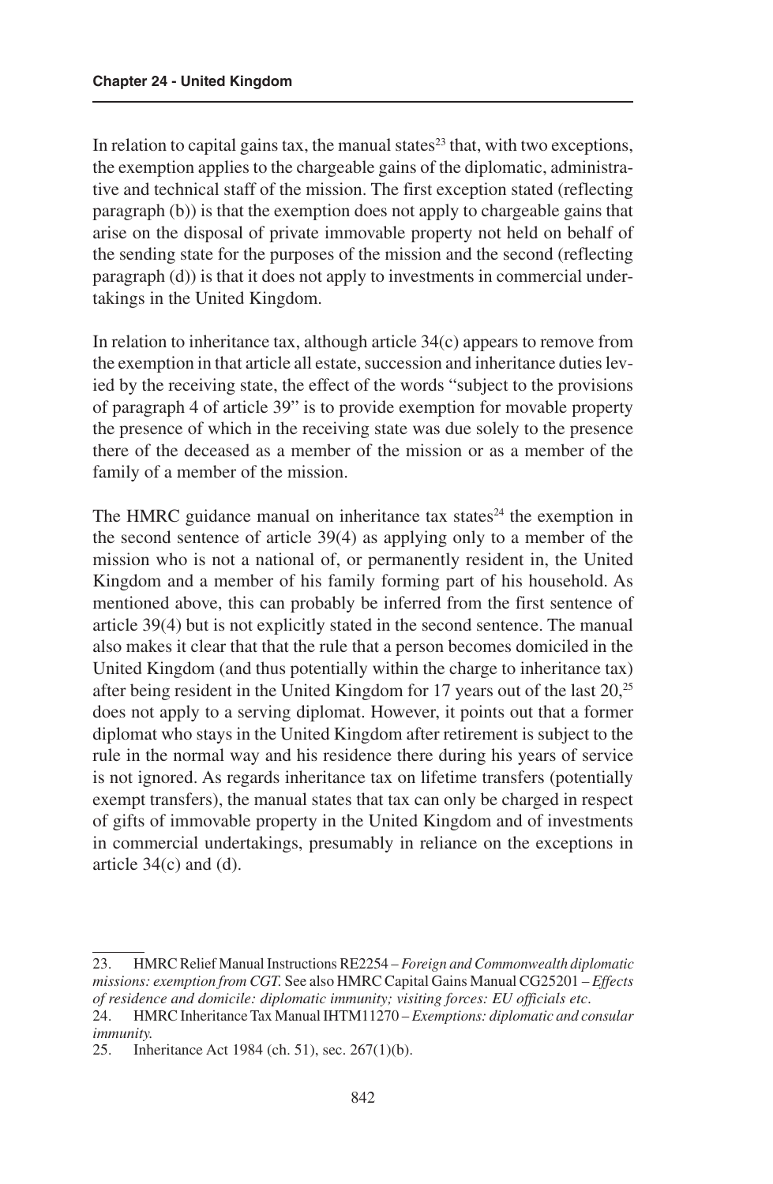In relation to capital gains tax, the manual states[23] that, with two exceptions, the exemption applies to the chargeable gains of the diplomatic, administrative and technical staff of the mission. The first exception stated (reflecting paragraph (b)) is that the exemption does not apply to chargeable gains that arise on the disposal of private immovable property not held on behalf of the sending state for the purposes of the mission and the second (reflecting paragraph (d)) is that it does not apply to investments in commercial undertakings in the United Kingdom.

In relation to inheritance tax, although article 34(c) appears to remove from the exemption in that article all estate, succession and inheritance duties levied by the receiving state, the effect of the words "subject to the provisions of paragraph 4 of article 39" is to provide exemption for movable property the presence of which in the receiving state was due solely to the presence there of the deceased as a member of the mission or as a member of the family of a member of the mission.

The HMRC guidance manual on inheritance tax states[24] the exemption in the second sentence of article 39(4) as applying only to a member of the mission who is not a national of, or permanently resident in, the United Kingdom and a member of his family forming part of his household. As mentioned above, this can probably be inferred from the first sentence of article 39(4) but is not explicitly stated in the second sentence. The manual also makes it clear that that the rule that a person becomes domiciled in the United Kingdom (and thus potentially within the charge to inheritance tax) after being resident in the United Kingdom for 17 years out of the last 20,[25] does not apply to a serving diplomat. However, it points out that a former diplomat who stays in the United Kingdom after retirement is subject to the rule in the normal way and his residence there during his years of service is not ignored. As regards inheritance tax on lifetime transfers (potentially exempt transfers), the manual states that tax can only be charged in respect of gifts of immovable property in the United Kingdom and of investments in commercial undertakings, presumably in reliance on the exceptions in article 34(c) and (d).

---

23. HMRC Relief Manual Instructions RE2254 – *Foreign and Commonwealth diplomatic missions: exemption from CGT.* See also HMRC Capital Gains Manual CG25201 – *Effects of residence and domicile: diplomatic immunity; visiting forces: EU officials etc.*

24. HMRC Inheritance Tax Manual IHTM11270 – *Exemptions: diplomatic and consular immunity.*

25. Inheritance Act 1984 (ch. 51), sec. 267(1)(b).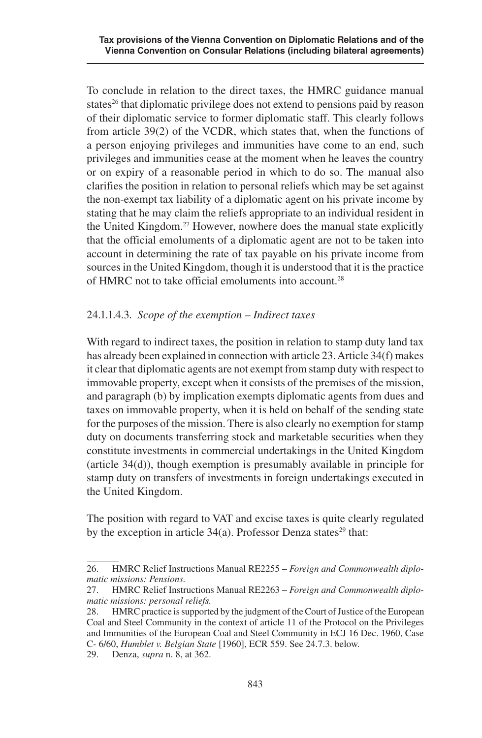To conclude in relation to the direct taxes, the HMRC guidance manual states[26] that diplomatic privilege does not extend to pensions paid by reason of their diplomatic service to former diplomatic staff. This clearly follows from article 39(2) of the VCDR, which states that, when the functions of a person enjoying privileges and immunities have come to an end, such privileges and immunities cease at the moment when he leaves the country or on expiry of a reasonable period in which to do so. The manual also clarifies the position in relation to personal reliefs which may be set against the non-exempt tax liability of a diplomatic agent on his private income by stating that he may claim the reliefs appropriate to an individual resident in the United Kingdom.[27] However, nowhere does the manual state explicitly that the official emoluments of a diplomatic agent are not to be taken into account in determining the rate of tax payable on his private income from sources in the United Kingdom, though it is understood that it is the practice of HMRC not to take official emoluments into account.[28]

### 24.1.1.4.3. *Scope of the exemption – Indirect taxes*

With regard to indirect taxes, the position in relation to stamp duty land tax has already been explained in connection with article 23. Article 34(f) makes it clear that diplomatic agents are not exempt from stamp duty with respect to immovable property, except when it consists of the premises of the mission, and paragraph (b) by implication exempts diplomatic agents from dues and taxes on immovable property, when it is held on behalf of the sending state for the purposes of the mission. There is also clearly no exemption for stamp duty on documents transferring stock and marketable securities when they constitute investments in commercial undertakings in the United Kingdom (article 34(d)), though exemption is presumably available in principle for stamp duty on transfers of investments in foreign undertakings executed in the United Kingdom.

The position with regard to VAT and excise taxes is quite clearly regulated by the exception in article 34(a). Professor Denza states[29] that:

---

26. HMRC Relief Instructions Manual RE2255 – *Foreign and Commonwealth diplomatic missions: Pensions.*

27. HMRC Relief Instructions Manual RE2263 – *Foreign and Commonwealth diplomatic missions: personal reliefs.*

28. HMRC practice is supported by the judgment of the Court of Justice of the European Coal and Steel Community in the context of article 11 of the Protocol on the Privileges and Immunities of the European Coal and Steel Community in ECJ 16 Dec. 1960, Case C- 6/60, *Humblet v. Belgian State* [1960], ECR 559. See 24.7.3. below.

29. Denza, *supra* n. 8, at 362.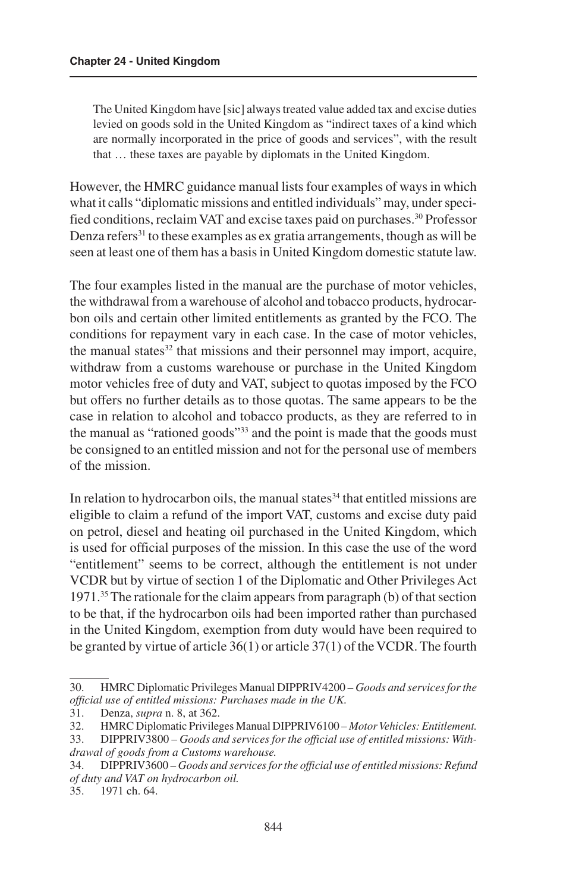> The United Kingdom have [sic] always treated value added tax and excise duties levied on goods sold in the United Kingdom as "indirect taxes of a kind which are normally incorporated in the price of goods and services", with the result that … these taxes are payable by diplomats in the United Kingdom.

However, the HMRC guidance manual lists four examples of ways in which what it calls "diplomatic missions and entitled individuals" may, under specified conditions, reclaim VAT and excise taxes paid on purchases.[30] Professor Denza refers[31] to these examples as ex gratia arrangements, though as will be seen at least one of them has a basis in United Kingdom domestic statute law.

The four examples listed in the manual are the purchase of motor vehicles, the withdrawal from a warehouse of alcohol and tobacco products, hydrocarbon oils and certain other limited entitlements as granted by the FCO. The conditions for repayment vary in each case. In the case of motor vehicles, the manual states[32] that missions and their personnel may import, acquire, withdraw from a customs warehouse or purchase in the United Kingdom motor vehicles free of duty and VAT, subject to quotas imposed by the FCO but offers no further details as to those quotas. The same appears to be the case in relation to alcohol and tobacco products, as they are referred to in the manual as "rationed goods"[33] and the point is made that the goods must be consigned to an entitled mission and not for the personal use of members of the mission.

In relation to hydrocarbon oils, the manual states[34] that entitled missions are eligible to claim a refund of the import VAT, customs and excise duty paid on petrol, diesel and heating oil purchased in the United Kingdom, which is used for official purposes of the mission. In this case the use of the word "entitlement" seems to be correct, although the entitlement is not under VCDR but by virtue of section 1 of the Diplomatic and Other Privileges Act 1971.[35] The rationale for the claim appears from paragraph (b) of that section to be that, if the hydrocarbon oils had been imported rather than purchased in the United Kingdom, exemption from duty would have been required to be granted by virtue of article 36(1) or article 37(1) of the VCDR. The fourth

---

30. HMRC Diplomatic Privileges Manual DIPPRIV4200 – *Goods and services for the official use of entitled missions: Purchases made in the UK.*

31. Denza, *supra* n. 8, at 362.

32. HMRC Diplomatic Privileges Manual DIPPRIV6100 – *Motor Vehicles: Entitlement.*

33. DIPPRIV3800 – *Goods and services for the official use of entitled missions: Withdrawal of goods from a Customs warehouse.*

34. DIPPRIV3600 – *Goods and services for the official use of entitled missions: Refund of duty and VAT on hydrocarbon oil.*

35. 1971 ch. 64.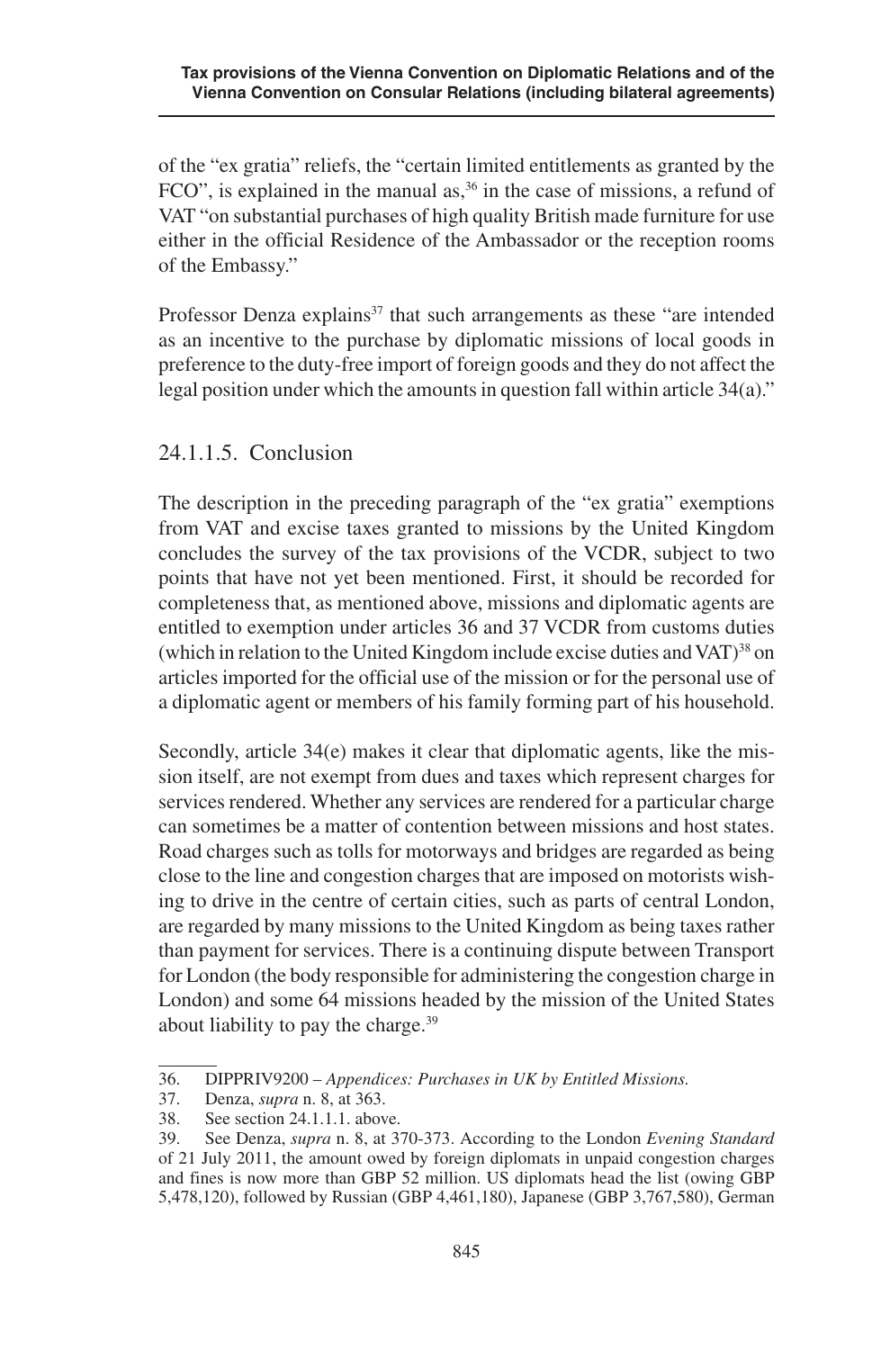of the "ex gratia" reliefs, the "certain limited entitlements as granted by the FCO", is explained in the manual as,[36] in the case of missions, a refund of VAT "on substantial purchases of high quality British made furniture for use either in the official Residence of the Ambassador or the reception rooms of the Embassy."

Professor Denza explains[37] that such arrangements as these "are intended as an incentive to the purchase by diplomatic missions of local goods in preference to the duty-free import of foreign goods and they do not affect the legal position under which the amounts in question fall within article 34(a)."

### 24.1.1.5. Conclusion

The description in the preceding paragraph of the "ex gratia" exemptions from VAT and excise taxes granted to missions by the United Kingdom concludes the survey of the tax provisions of the VCDR, subject to two points that have not yet been mentioned. First, it should be recorded for completeness that, as mentioned above, missions and diplomatic agents are entitled to exemption under articles 36 and 37 VCDR from customs duties (which in relation to the United Kingdom include excise duties and VAT)[38] on articles imported for the official use of the mission or for the personal use of a diplomatic agent or members of his family forming part of his household.

Secondly, article 34(e) makes it clear that diplomatic agents, like the mission itself, are not exempt from dues and taxes which represent charges for services rendered. Whether any services are rendered for a particular charge can sometimes be a matter of contention between missions and host states. Road charges such as tolls for motorways and bridges are regarded as being close to the line and congestion charges that are imposed on motorists wishing to drive in the centre of certain cities, such as parts of central London, are regarded by many missions to the United Kingdom as being taxes rather than payment for services. There is a continuing dispute between Transport for London (the body responsible for administering the congestion charge in London) and some 64 missions headed by the mission of the United States about liability to pay the charge.[39]

---

36. DIPPRIV9200 – *Appendices: Purchases in UK by Entitled Missions.*
37. Denza, *supra* n. 8, at 363.
38. See section 24.1.1.1. above.
39. See Denza, *supra* n. 8, at 370-373. According to the London *Evening Standard* of 21 July 2011, the amount owed by foreign diplomats in unpaid congestion charges and fines is now more than GBP 52 million. US diplomats head the list (owing GBP 5,478,120), followed by Russian (GBP 4,461,180), Japanese (GBP 3,767,580), German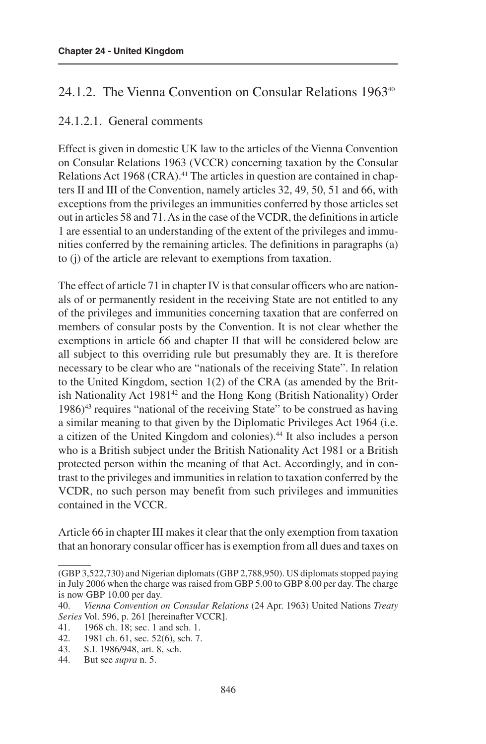## 24.1.2. The Vienna Convention on Consular Relations 1963[40]

### 24.1.2.1. General comments

Effect is given in domestic UK law to the articles of the Vienna Convention on Consular Relations 1963 (VCCR) concerning taxation by the Consular Relations Act 1968 (CRA).[41] The articles in question are contained in chapters II and III of the Convention, namely articles 32, 49, 50, 51 and 66, with exceptions from the privileges an immunities conferred by those articles set out in articles 58 and 71. As in the case of the VCDR, the definitions in article 1 are essential to an understanding of the extent of the privileges and immunities conferred by the remaining articles. The definitions in paragraphs (a) to (j) of the article are relevant to exemptions from taxation.

The effect of article 71 in chapter IV is that consular officers who are nationals of or permanently resident in the receiving State are not entitled to any of the privileges and immunities concerning taxation that are conferred on members of consular posts by the Convention. It is not clear whether the exemptions in article 66 and chapter II that will be considered below are all subject to this overriding rule but presumably they are. It is therefore necessary to be clear who are "nationals of the receiving State". In relation to the United Kingdom, section 1(2) of the CRA (as amended by the British Nationality Act 1981[42] and the Hong Kong (British Nationality) Order 1986)[43] requires "national of the receiving State" to be construed as having a similar meaning to that given by the Diplomatic Privileges Act 1964 (i.e. a citizen of the United Kingdom and colonies).[44] It also includes a person who is a British subject under the British Nationality Act 1981 or a British protected person within the meaning of that Act. Accordingly, and in contrast to the privileges and immunities in relation to taxation conferred by the VCDR, no such person may benefit from such privileges and immunities contained in the VCCR.

Article 66 in chapter III makes it clear that the only exemption from taxation that an honorary consular officer has is exemption from all dues and taxes on

---

(GBP 3,522,730) and Nigerian diplomats (GBP 2,788,950). US diplomats stopped paying in July 2006 when the charge was raised from GBP 5.00 to GBP 8.00 per day. The charge is now GBP 10.00 per day.

40. *Vienna Convention on Consular Relations* (24 Apr. 1963) United Nations *Treaty Series* Vol. 596, p. 261 [hereinafter VCCR].

41. 1968 ch. 18; sec. 1 and sch. 1.

42. 1981 ch. 61, sec. 52(6), sch. 7.

43. S.I. 1986/948, art. 8, sch.

44. But see *supra* n. 5.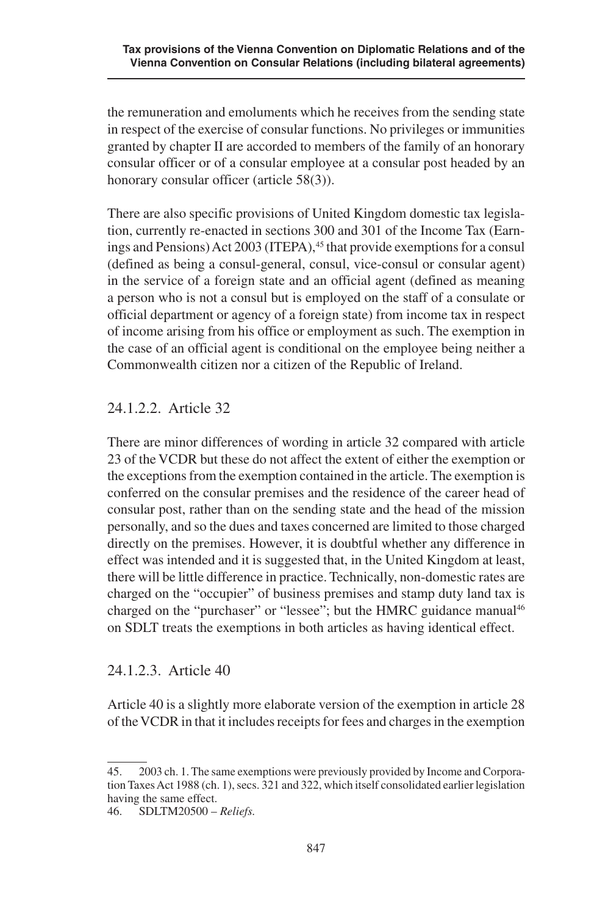the remuneration and emoluments which he receives from the sending state in respect of the exercise of consular functions. No privileges or immunities granted by chapter II are accorded to members of the family of an honorary consular officer or of a consular employee at a consular post headed by an honorary consular officer (article 58(3)).

There are also specific provisions of United Kingdom domestic tax legislation, currently re-enacted in sections 300 and 301 of the Income Tax (Earnings and Pensions) Act 2003 (ITEPA),[45] that provide exemptions for a consul (defined as being a consul-general, consul, vice-consul or consular agent) in the service of a foreign state and an official agent (defined as meaning a person who is not a consul but is employed on the staff of a consulate or official department or agency of a foreign state) from income tax in respect of income arising from his office or employment as such. The exemption in the case of an official agent is conditional on the employee being neither a Commonwealth citizen nor a citizen of the Republic of Ireland.

### 24.1.2.2. Article 32

There are minor differences of wording in article 32 compared with article 23 of the VCDR but these do not affect the extent of either the exemption or the exceptions from the exemption contained in the article. The exemption is conferred on the consular premises and the residence of the career head of consular post, rather than on the sending state and the head of the mission personally, and so the dues and taxes concerned are limited to those charged directly on the premises. However, it is doubtful whether any difference in effect was intended and it is suggested that, in the United Kingdom at least, there will be little difference in practice. Technically, non-domestic rates are charged on the "occupier" of business premises and stamp duty land tax is charged on the "purchaser" or "lessee"; but the HMRC guidance manual[46] on SDLT treats the exemptions in both articles as having identical effect.

### 24.1.2.3. Article 40

Article 40 is a slightly more elaborate version of the exemption in article 28 of the VCDR in that it includes receipts for fees and charges in the exemption

---

45. 2003 ch. 1. The same exemptions were previously provided by Income and Corporation Taxes Act 1988 (ch. 1), secs. 321 and 322, which itself consolidated earlier legislation having the same effect.
46. SDLTM20500 – *Reliefs.*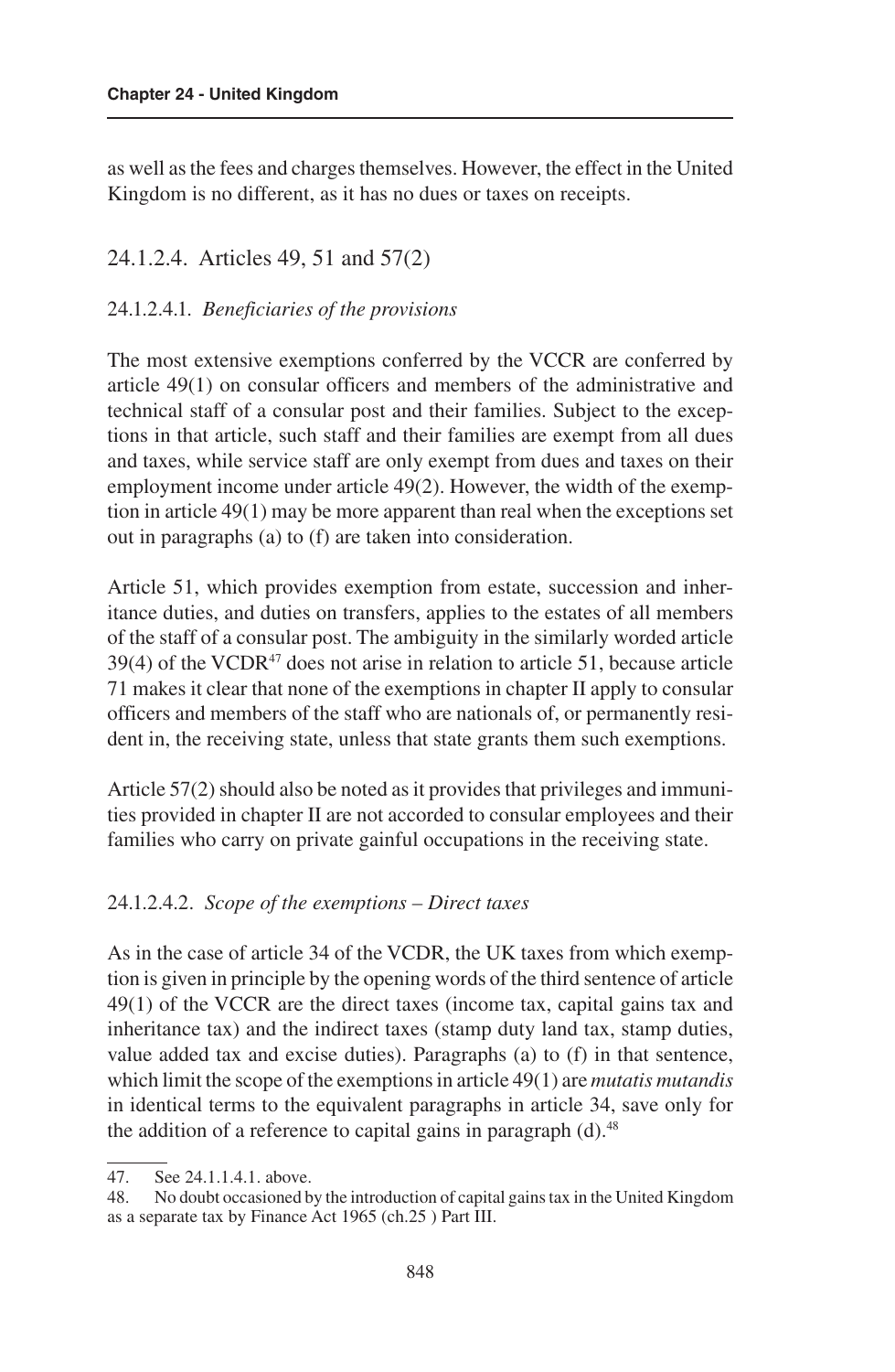as well as the fees and charges themselves. However, the effect in the United Kingdom is no different, as it has no dues or taxes on receipts.

### 24.1.2.4. Articles 49, 51 and 57(2)

#### 24.1.2.4.1. *Beneficiaries of the provisions*

The most extensive exemptions conferred by the VCCR are conferred by article 49(1) on consular officers and members of the administrative and technical staff of a consular post and their families. Subject to the exceptions in that article, such staff and their families are exempt from all dues and taxes, while service staff are only exempt from dues and taxes on their employment income under article 49(2). However, the width of the exemption in article 49(1) may be more apparent than real when the exceptions set out in paragraphs (a) to (f) are taken into consideration.

Article 51, which provides exemption from estate, succession and inheritance duties, and duties on transfers, applies to the estates of all members of the staff of a consular post. The ambiguity in the similarly worded article 39(4) of the VCDR[47] does not arise in relation to article 51, because article 71 makes it clear that none of the exemptions in chapter II apply to consular officers and members of the staff who are nationals of, or permanently resident in, the receiving state, unless that state grants them such exemptions.

Article 57(2) should also be noted as it provides that privileges and immunities provided in chapter II are not accorded to consular employees and their families who carry on private gainful occupations in the receiving state.

#### 24.1.2.4.2. *Scope of the exemptions – Direct taxes*

As in the case of article 34 of the VCDR, the UK taxes from which exemption is given in principle by the opening words of the third sentence of article 49(1) of the VCCR are the direct taxes (income tax, capital gains tax and inheritance tax) and the indirect taxes (stamp duty land tax, stamp duties, value added tax and excise duties). Paragraphs (a) to (f) in that sentence, which limit the scope of the exemptions in article 49(1) are *mutatis mutandis* in identical terms to the equivalent paragraphs in article 34, save only for the addition of a reference to capital gains in paragraph (d).[48]

47. See 24.1.1.4.1. above.

48. No doubt occasioned by the introduction of capital gains tax in the United Kingdom as a separate tax by Finance Act 1965 (ch.25 ) Part III.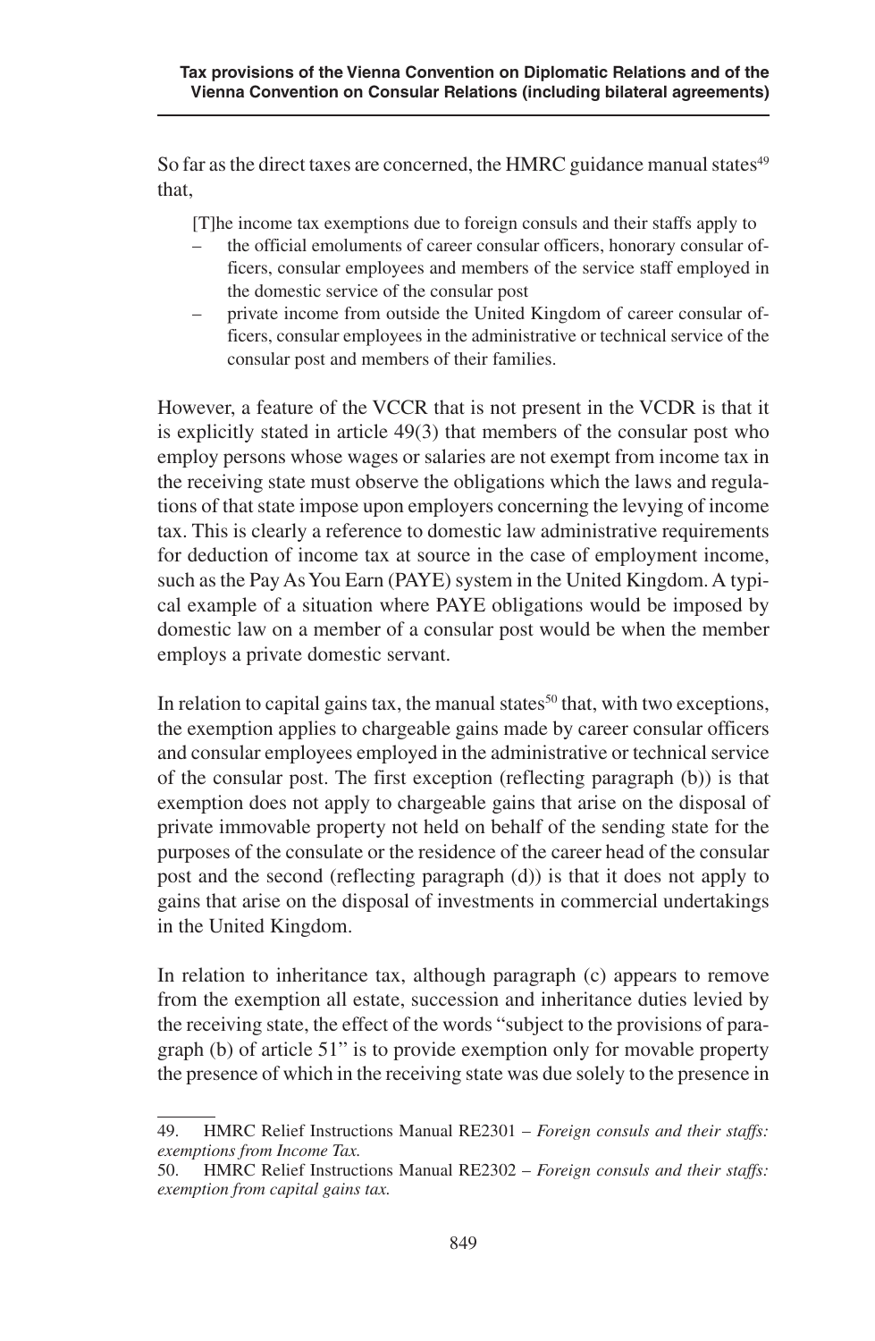So far as the direct taxes are concerned, the HMRC guidance manual states[49] that,

> [T]he income tax exemptions due to foreign consuls and their staffs apply to
> – the official emoluments of career consular officers, honorary consular officers, consular employees and members of the service staff employed in the domestic service of the consular post
> – private income from outside the United Kingdom of career consular officers, consular employees in the administrative or technical service of the consular post and members of their families.

However, a feature of the VCCR that is not present in the VCDR is that it is explicitly stated in article 49(3) that members of the consular post who employ persons whose wages or salaries are not exempt from income tax in the receiving state must observe the obligations which the laws and regulations of that state impose upon employers concerning the levying of income tax. This is clearly a reference to domestic law administrative requirements for deduction of income tax at source in the case of employment income, such as the Pay As You Earn (PAYE) system in the United Kingdom. A typical example of a situation where PAYE obligations would be imposed by domestic law on a member of a consular post would be when the member employs a private domestic servant.

In relation to capital gains tax, the manual states[50] that, with two exceptions, the exemption applies to chargeable gains made by career consular officers and consular employees employed in the administrative or technical service of the consular post. The first exception (reflecting paragraph (b)) is that exemption does not apply to chargeable gains that arise on the disposal of private immovable property not held on behalf of the sending state for the purposes of the consulate or the residence of the career head of the consular post and the second (reflecting paragraph (d)) is that it does not apply to gains that arise on the disposal of investments in commercial undertakings in the United Kingdom.

In relation to inheritance tax, although paragraph (c) appears to remove from the exemption all estate, succession and inheritance duties levied by the receiving state, the effect of the words "subject to the provisions of paragraph (b) of article 51" is to provide exemption only for movable property the presence of which in the receiving state was due solely to the presence in

---

49. HMRC Relief Instructions Manual RE2301 – *Foreign consuls and their staffs: exemptions from Income Tax.*

50. HMRC Relief Instructions Manual RE2302 – *Foreign consuls and their staffs: exemption from capital gains tax.*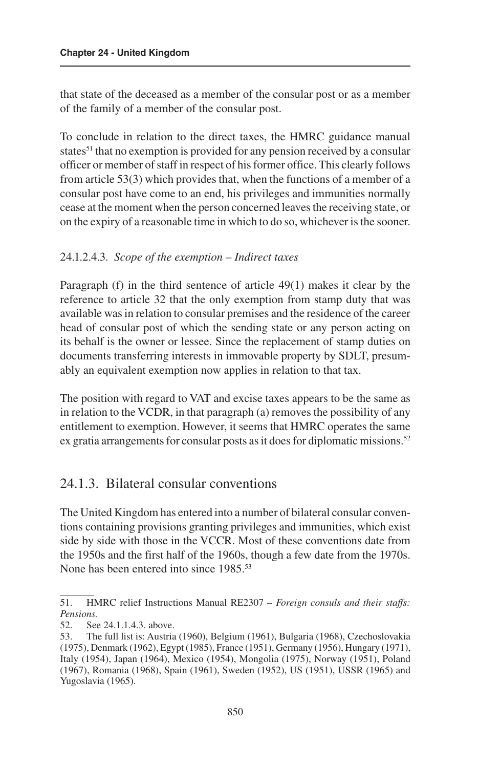that state of the deceased as a member of the consular post or as a member of the family of a member of the consular post.

To conclude in relation to the direct taxes, the HMRC guidance manual states[51] that no exemption is provided for any pension received by a consular officer or member of staff in respect of his former office. This clearly follows from article 53(3) which provides that, when the functions of a member of a consular post have come to an end, his privileges and immunities normally cease at the moment when the person concerned leaves the receiving state, or on the expiry of a reasonable time in which to do so, whichever is the sooner.

#### 24.1.2.4.3. *Scope of the exemption – Indirect taxes*

Paragraph (f) in the third sentence of article 49(1) makes it clear by the reference to article 32 that the only exemption from stamp duty that was available was in relation to consular premises and the residence of the career head of consular post of which the sending state or any person acting on its behalf is the owner or lessee. Since the replacement of stamp duties on documents transferring interests in immovable property by SDLT, presumably an equivalent exemption now applies in relation to that tax.

The position with regard to VAT and excise taxes appears to be the same as in relation to the VCDR, in that paragraph (a) removes the possibility of any entitlement to exemption. However, it seems that HMRC operates the same ex gratia arrangements for consular posts as it does for diplomatic missions.[52]

## 24.1.3. Bilateral consular conventions

The United Kingdom has entered into a number of bilateral consular conventions containing provisions granting privileges and immunities, which exist side by side with those in the VCCR. Most of these conventions date from the 1950s and the first half of the 1960s, though a few date from the 1970s. None has been entered into since 1985.[53]

---

51. HMRC relief Instructions Manual RE2307 – *Foreign consuls and their staffs: Pensions.*

52. See 24.1.1.4.3. above.

53. The full list is: Austria (1960), Belgium (1961), Bulgaria (1968), Czechoslovakia (1975), Denmark (1962), Egypt (1985), France (1951), Germany (1956), Hungary (1971), Italy (1954), Japan (1964), Mexico (1954), Mongolia (1975), Norway (1951), Poland (1967), Romania (1968), Spain (1961), Sweden (1952), US (1951), USSR (1965) and Yugoslavia (1965).